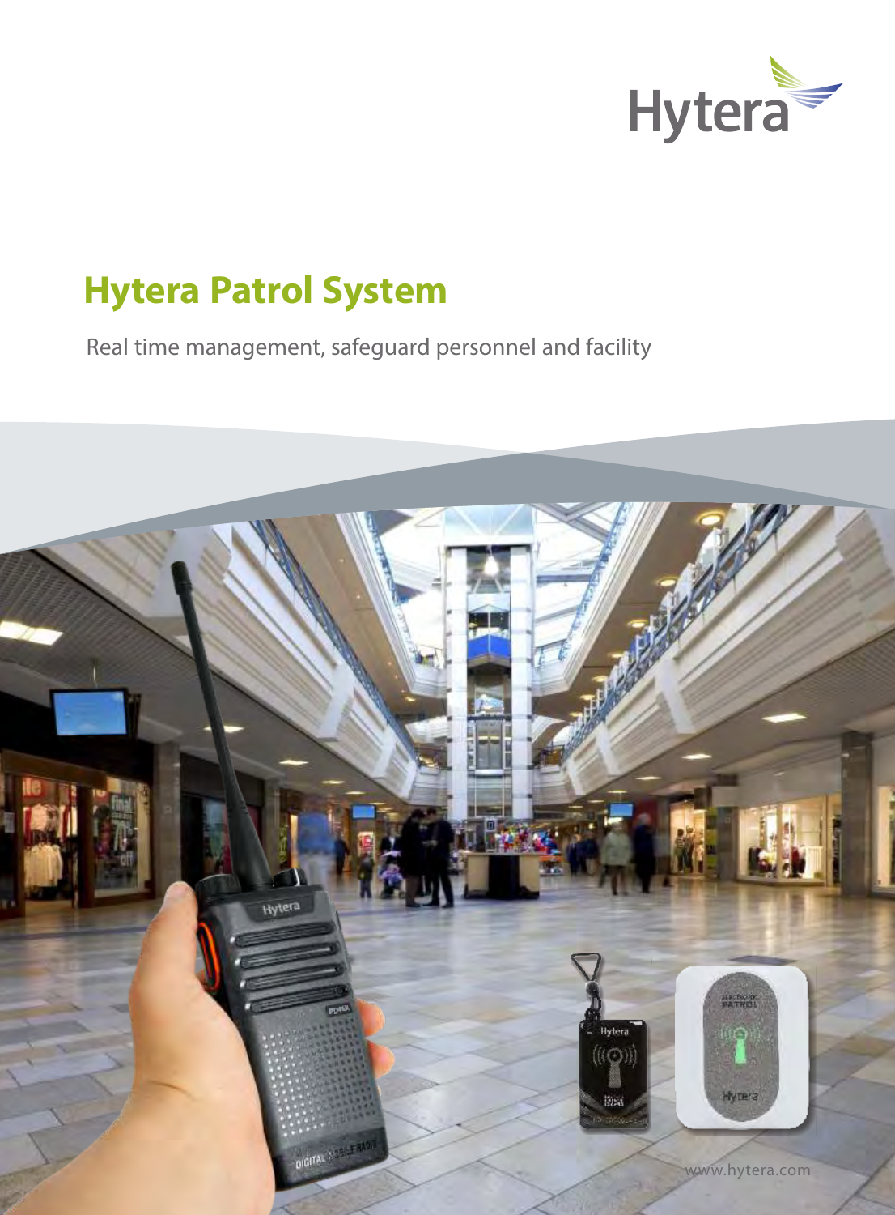Hytera

# Hytera Patrol System

Real time management, safeguard personnel and facility

www.hytera.com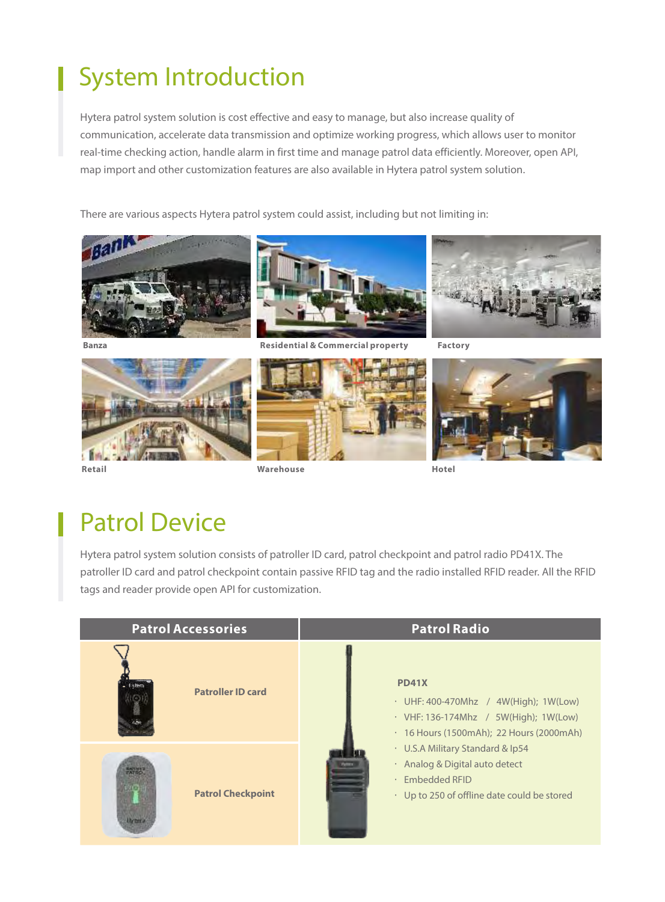# System Introduction

Hytera patrol system solution is cost effective and easy to manage, but also increase quality of communication, accelerate data transmission and optimize working progress, which allows user to monitor real-time checking action, handle alarm in first time and manage patrol data efficiently. Moreover, open API, map import and other customization features are also available in Hytera patrol system solution.

There are various aspects Hytera patrol system could assist, including but not limiting in:

Banza

Residential & Commercial property

Factory

Retail

Warehouse

Hotel

# Patrol Device

Hytera patrol system solution consists of patroller ID card, patrol checkpoint and patrol radio PD41X. The patroller ID card and patrol checkpoint contain passive RFID tag and the radio installed RFID reader. All the RFID tags and reader provide open API for customization.

| Patrol Accessories | Patrol Radio |
| --- | --- |
| **Patroller ID card** | **PD41X**<br>· UHF: 400-470Mhz / 4W(High); 1W(Low)<br>· VHF: 136-174Mhz / 5W(High); 1W(Low)<br>· 16 Hours (1500mAh); 22 Hours (2000mAh)<br>· U.S.A Military Standard & Ip54<br>· Analog & Digital auto detect<br>· Embedded RFID<br>· Up to 250 of offline date could be stored |
| **Patrol Checkpoint** | |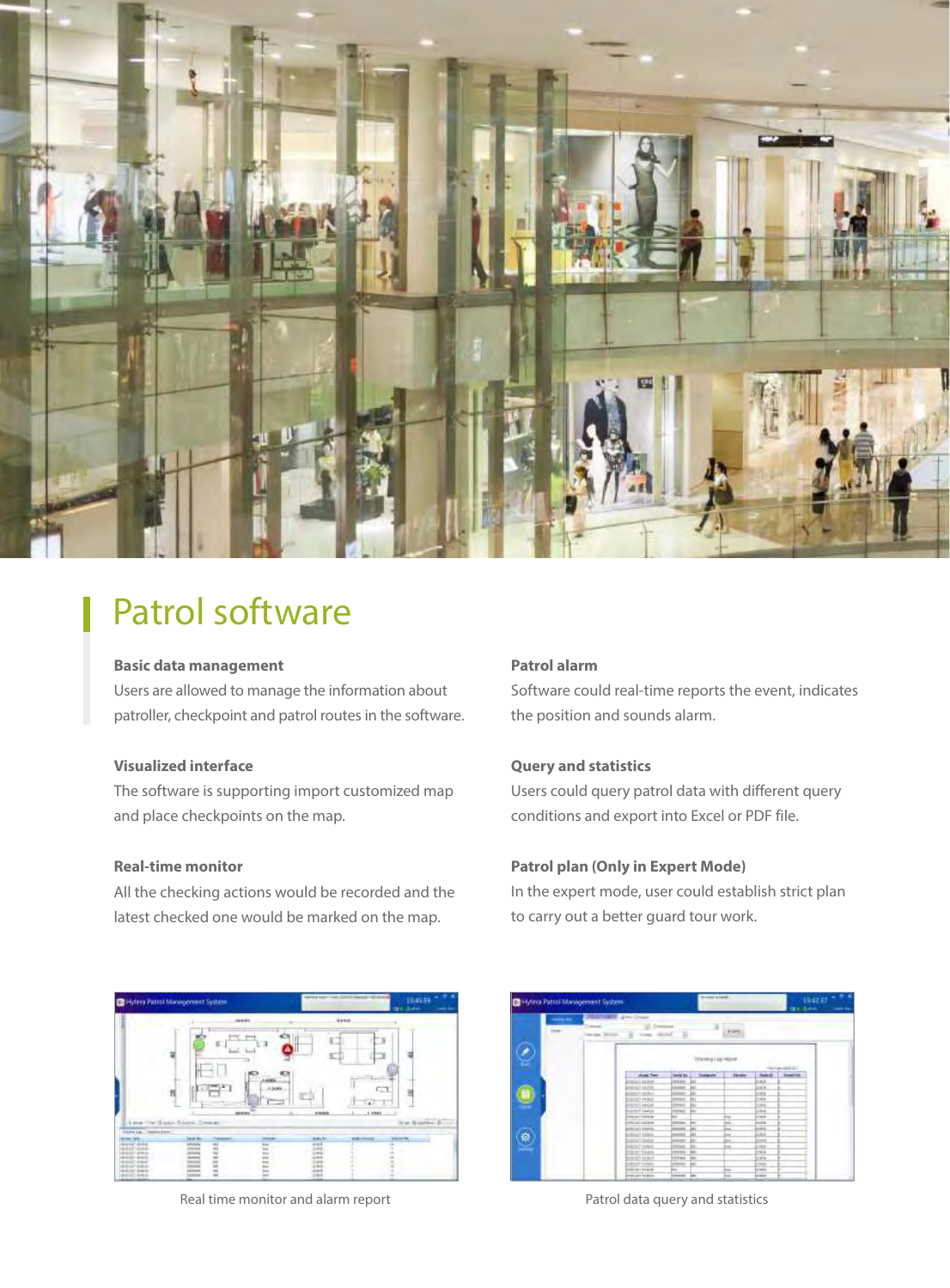# Patrol software

**Basic data management**

Users are allowed to manage the information about patroller, checkpoint and patrol routes in the software.

**Visualized interface**

The software is supporting import customized map and place checkpoints on the map.

**Real-time monitor**

All the checking actions would be recorded and the latest checked one would be marked on the map.

**Patrol alarm**

Software could real-time reports the event, indicates the position and sounds alarm.

**Query and statistics**

Users could query patrol data with different query conditions and export into Excel or PDF file.

**Patrol plan (Only in Expert Mode)**

In the expert mode, user could establish strict plan to carry out a better guard tour work.

Real time monitor and alarm report

Patrol data query and statistics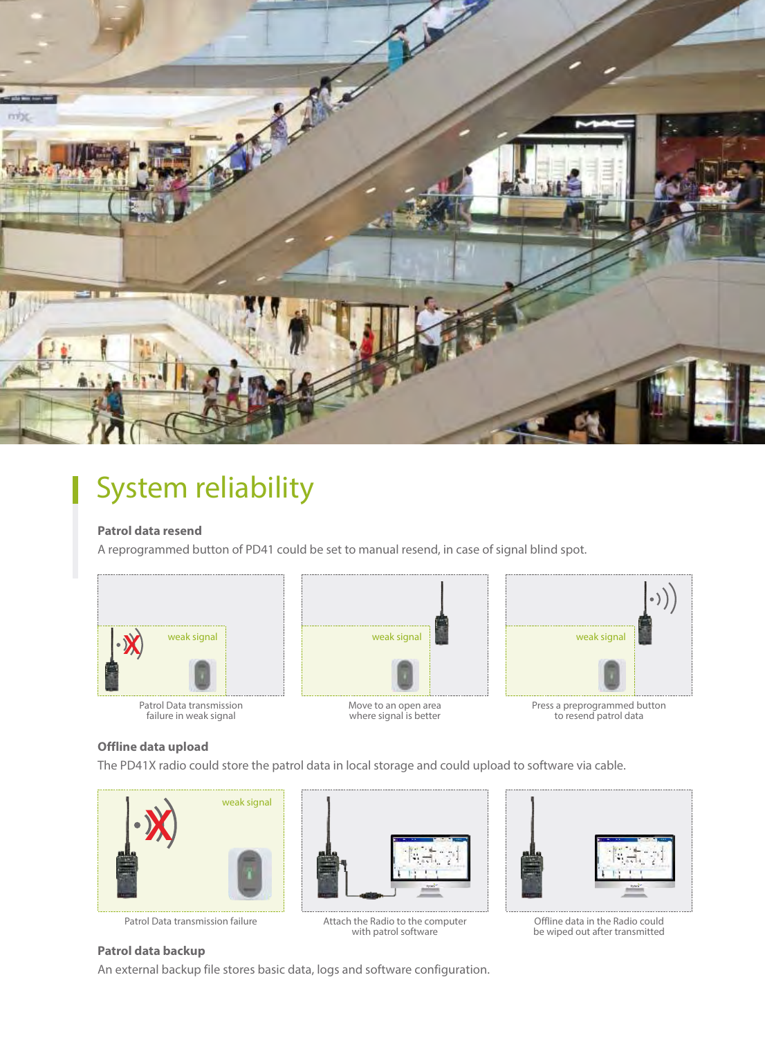# System reliability

**Patrol data resend**

A reprogrammed button of PD41 could be set to manual resend, in case of signal blind spot.

Patrol Data transmission failure in weak signal

Move to an open area where signal is better

Press a preprogrammed button to resend patrol data

**Offline data upload**

The PD41X radio could store the patrol data in local storage and could upload to software via cable.

Patrol Data transmission failure

Attach the Radio to the computer with patrol software

Offline data in the Radio could be wiped out after transmitted

**Patrol data backup**

An external backup file stores basic data, logs and software configuration.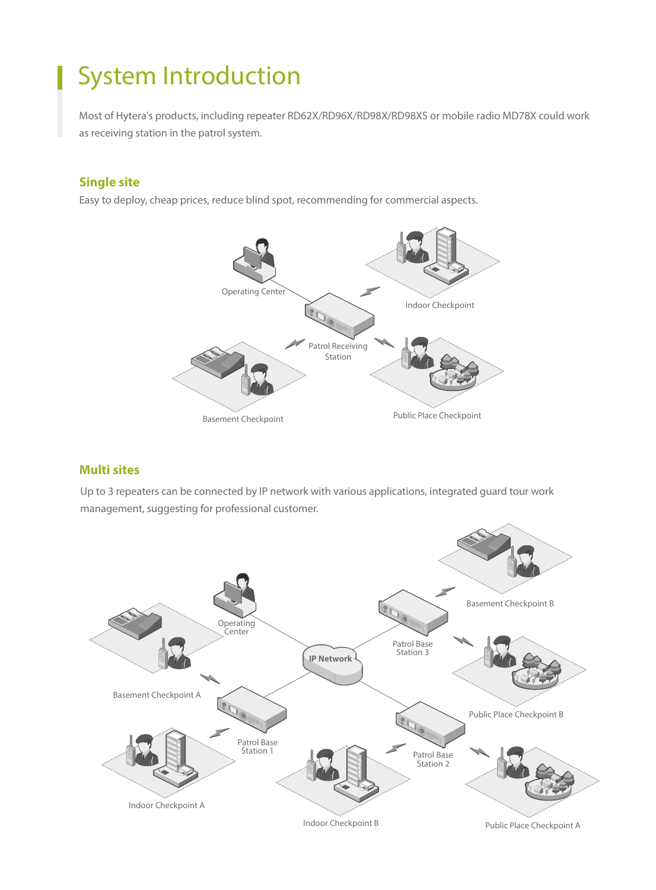# System Introduction

Most of Hytera's products, including repeater RD62X/RD96X/RD98X/RD98XS or mobile radio MD78X could work as receiving station in the patrol system.

## Single site

Easy to deploy, cheap prices, reduce blind spot, recommending for commercial aspects.

Operating Center

Indoor Checkpoint

Patrol Receiving Station

Basement Checkpoint

Public Place Checkpoint

## Multi sites

Up to 3 repeaters can be connected by IP network with various applications, integrated guard tour work management, suggesting for professional customer.

Basement Checkpoint B

Operating Center

Basement Checkpoint A

Patrol Base Station 3

IP Network

Public Place Checkpoint B

Patrol Base Station 1

Patrol Base Station 2

Indoor Checkpoint A

Indoor Checkpoint B

Public Place Checkpoint A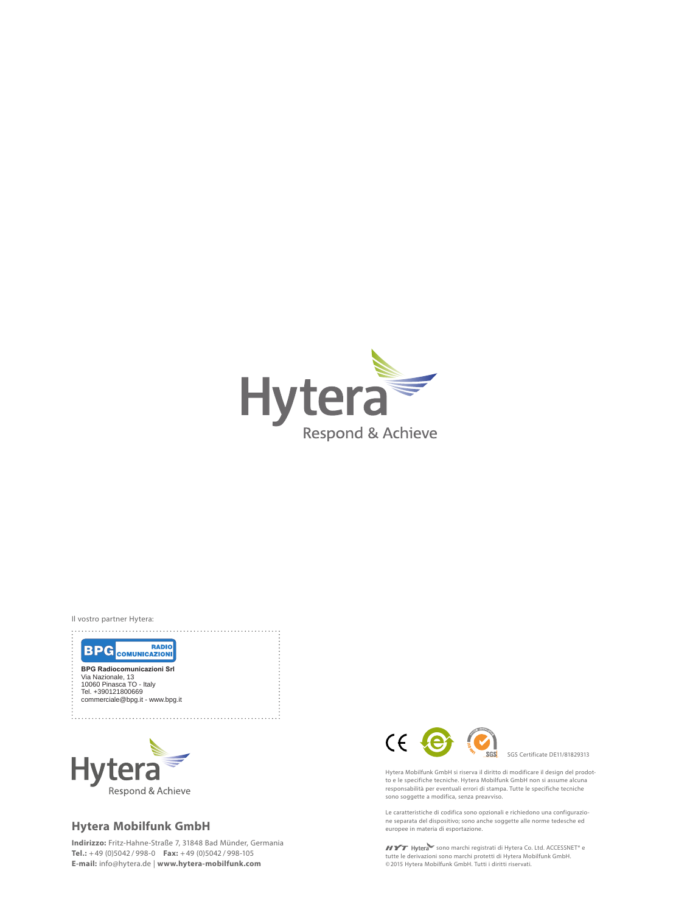Hytera

Respond & Achieve

Il vostro partner Hytera:

BPG RADIO COMUNICAZIONI

**BPG Radiocomunicazioni Srl**
Via Nazionale, 13
10060 Pinasca TO - Italy
Tel. +390121800669
commerciale@bpg.it - www.bpg.it

Hytera

Respond & Achieve

## Hytera Mobilfunk GmbH

**Indirizzo:** Fritz-Hahne-Straße 7, 31848 Bad Münder, Germania
**Tel.:** + 49 (0)5042 / 998-0 **Fax:** + 49 (0)5042 / 998-105
**E-mail:** info@hytera.de | **www.hytera-mobilfunk.com**

SGS Certificate DE11/81829313

Hytera Mobilfunk GmbH si riserva il diritto di modificare il design del prodotto e le specifiche tecniche. Hytera Mobilfunk GmbH non si assume alcuna responsabilità per eventuali errori di stampa. Tutte le specifiche tecniche sono soggette a modifica, senza preavviso.

Le caratteristiche di codifica sono opzionali e richiedono una configurazione separata del dispositivo; sono anche soggette alle norme tedesche ed europee in materia di esportazione.

HYT Hytera sono marchi registrati di Hytera Co. Ltd. ACCESSNET® e tutte le derivazioni sono marchi protetti di Hytera Mobilfunk GmbH.
© 2015 Hytera Mobilfunk GmbH. Tutti i diritti riservati.